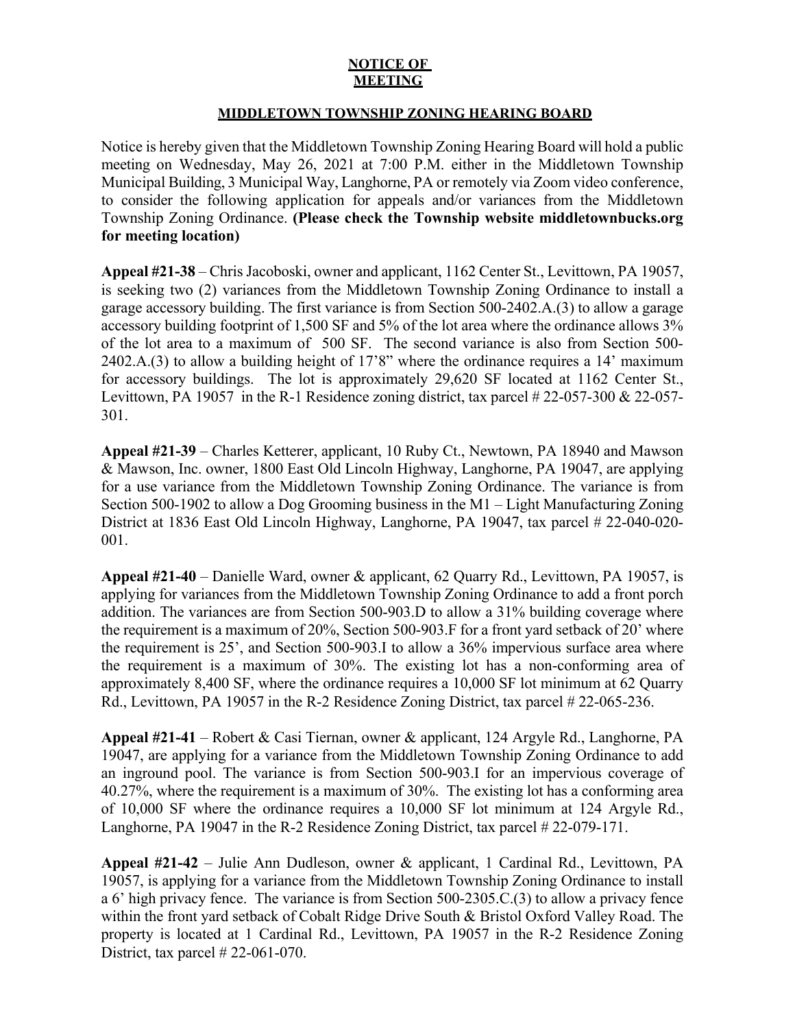**NOTICE OF MEETING**

**MIDDLETOWN TOWNSHIP ZONING HEARING BOARD**

Notice is hereby given that the Middletown Township Zoning Hearing Board will hold a public meeting on Wednesday, May 26, 2021 at 7:00 P.M. either in the Middletown Township Municipal Building, 3 Municipal Way, Langhorne, PA or remotely via Zoom video conference, to consider the following application for appeals and/or variances from the Middletown Township Zoning Ordinance. **(Please check the Township website middletownbucks.org for meeting location)**

**Appeal #21-38** – Chris Jacoboski, owner and applicant, 1162 Center St., Levittown, PA 19057, is seeking two (2) variances from the Middletown Township Zoning Ordinance to install a garage accessory building. The first variance is from Section 500-2402.A.(3) to allow a garage accessory building footprint of 1,500 SF and 5% of the lot area where the ordinance allows 3% of the lot area to a maximum of 500 SF. The second variance is also from Section 500-2402.A.(3) to allow a building height of 17'8" where the ordinance requires a 14' maximum for accessory buildings. The lot is approximately 29,620 SF located at 1162 Center St., Levittown, PA 19057 in the R-1 Residence zoning district, tax parcel # 22-057-300 & 22-057-301.

**Appeal #21-39** – Charles Ketterer, applicant, 10 Ruby Ct., Newtown, PA 18940 and Mawson & Mawson, Inc. owner, 1800 East Old Lincoln Highway, Langhorne, PA 19047, are applying for a use variance from the Middletown Township Zoning Ordinance. The variance is from Section 500-1902 to allow a Dog Grooming business in the M1 – Light Manufacturing Zoning District at 1836 East Old Lincoln Highway, Langhorne, PA 19047, tax parcel # 22-040-020-001.

**Appeal #21-40** – Danielle Ward, owner & applicant, 62 Quarry Rd., Levittown, PA 19057, is applying for variances from the Middletown Township Zoning Ordinance to add a front porch addition. The variances are from Section 500-903.D to allow a 31% building coverage where the requirement is a maximum of 20%, Section 500-903.F for a front yard setback of 20' where the requirement is 25', and Section 500-903.I to allow a 36% impervious surface area where the requirement is a maximum of 30%. The existing lot has a non-conforming area of approximately 8,400 SF, where the ordinance requires a 10,000 SF lot minimum at 62 Quarry Rd., Levittown, PA 19057 in the R-2 Residence Zoning District, tax parcel # 22-065-236.

**Appeal #21-41** – Robert & Casi Tiernan, owner & applicant, 124 Argyle Rd., Langhorne, PA 19047, are applying for a variance from the Middletown Township Zoning Ordinance to add an inground pool. The variance is from Section 500-903.I for an impervious coverage of 40.27%, where the requirement is a maximum of 30%. The existing lot has a conforming area of 10,000 SF where the ordinance requires a 10,000 SF lot minimum at 124 Argyle Rd., Langhorne, PA 19047 in the R-2 Residence Zoning District, tax parcel # 22-079-171.

**Appeal #21-42** – Julie Ann Dudleson, owner & applicant, 1 Cardinal Rd., Levittown, PA 19057, is applying for a variance from the Middletown Township Zoning Ordinance to install a 6' high privacy fence. The variance is from Section 500-2305.C.(3) to allow a privacy fence within the front yard setback of Cobalt Ridge Drive South & Bristol Oxford Valley Road. The property is located at 1 Cardinal Rd., Levittown, PA 19057 in the R-2 Residence Zoning District, tax parcel # 22-061-070.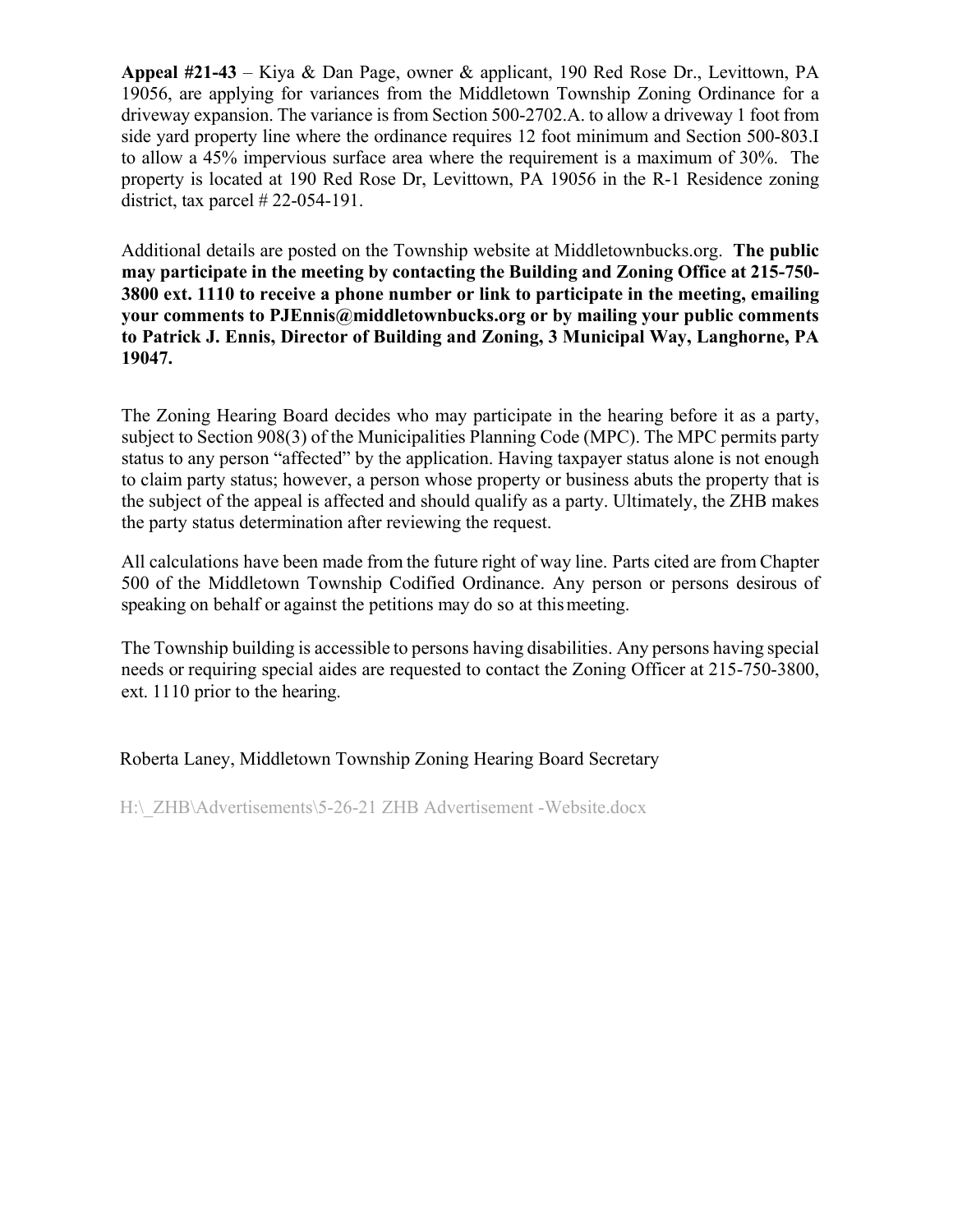**Appeal #21-43** – Kiya & Dan Page, owner & applicant, 190 Red Rose Dr., Levittown, PA 19056, are applying for variances from the Middletown Township Zoning Ordinance for a driveway expansion. The variance is from Section 500-2702.A. to allow a driveway 1 foot from side yard property line where the ordinance requires 12 foot minimum and Section 500-803.I to allow a 45% impervious surface area where the requirement is a maximum of 30%. The property is located at 190 Red Rose Dr, Levittown, PA 19056 in the R-1 Residence zoning district, tax parcel # 22-054-191.

Additional details are posted on the Township website at Middletownbucks.org. **The public may participate in the meeting by contacting the Building and Zoning Office at 215-750-3800 ext. 1110 to receive a phone number or link to participate in the meeting, emailing your comments to PJEnnis@middletownbucks.org or by mailing your public comments to Patrick J. Ennis, Director of Building and Zoning, 3 Municipal Way, Langhorne, PA 19047.**

The Zoning Hearing Board decides who may participate in the hearing before it as a party, subject to Section 908(3) of the Municipalities Planning Code (MPC). The MPC permits party status to any person "affected" by the application. Having taxpayer status alone is not enough to claim party status; however, a person whose property or business abuts the property that is the subject of the appeal is affected and should qualify as a party. Ultimately, the ZHB makes the party status determination after reviewing the request.

All calculations have been made from the future right of way line. Parts cited are from Chapter 500 of the Middletown Township Codified Ordinance. Any person or persons desirous of speaking on behalf or against the petitions may do so at this meeting.

The Township building is accessible to persons having disabilities. Any persons having special needs or requiring special aides are requested to contact the Zoning Officer at 215-750-3800, ext. 1110 prior to the hearing.

Roberta Laney, Middletown Township Zoning Hearing Board Secretary

H:\_ZHB\Advertisements\5-26-21 ZHB Advertisement -Website.docx